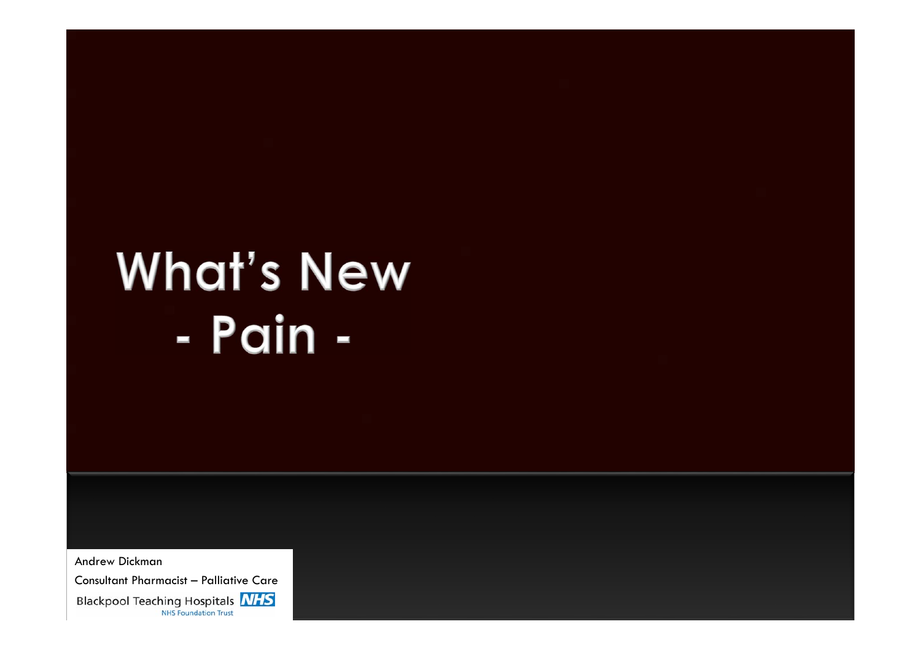# What's New
# - Pain -

Andrew Dickman

Consultant Pharmacist – Palliative Care

Blackpool Teaching Hospitals NHS

NHS Foundation Trust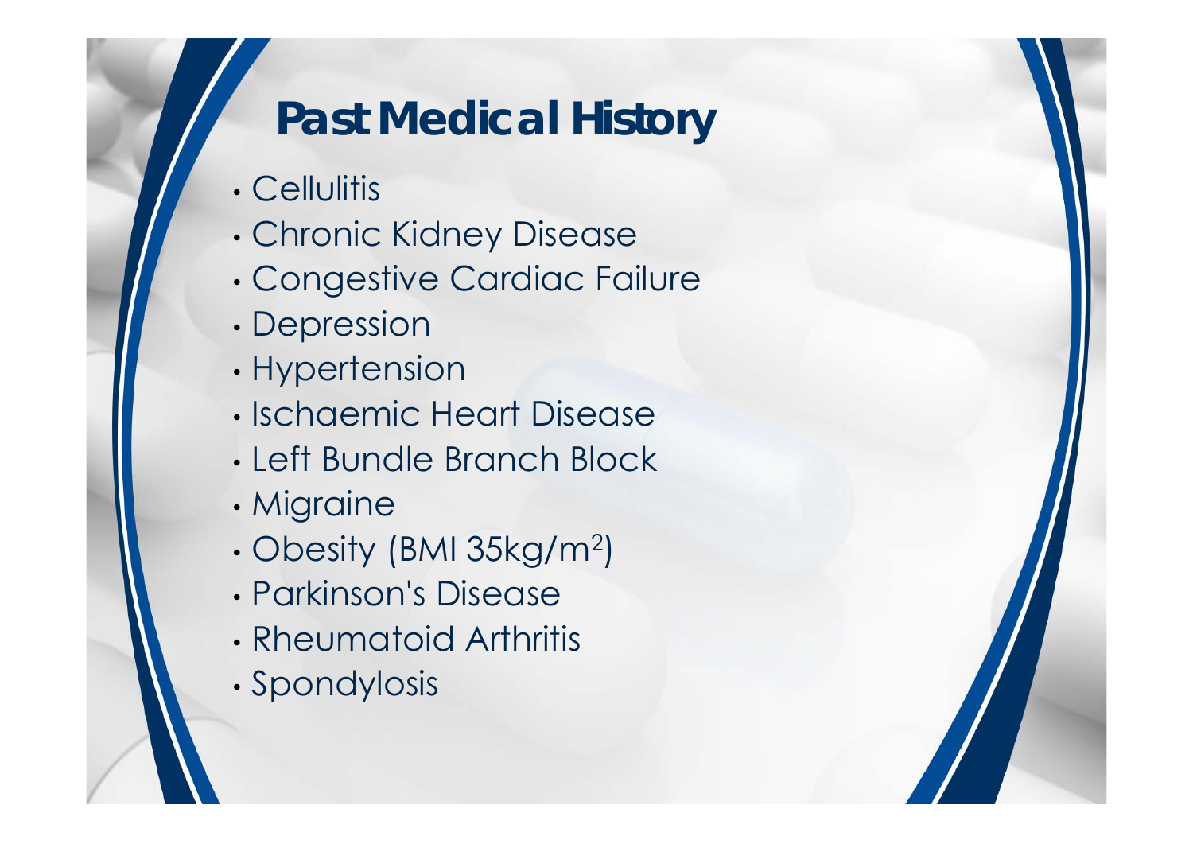# Past Medical History

- Cellulitis
- Chronic Kidney Disease
- Congestive Cardiac Failure
- Depression
- Hypertension
- Ischaemic Heart Disease
- Left Bundle Branch Block
- Migraine
- Obesity (BMI 35kg/$m^2$)
- Parkinson's Disease
- Rheumatoid Arthritis
- Spondylosis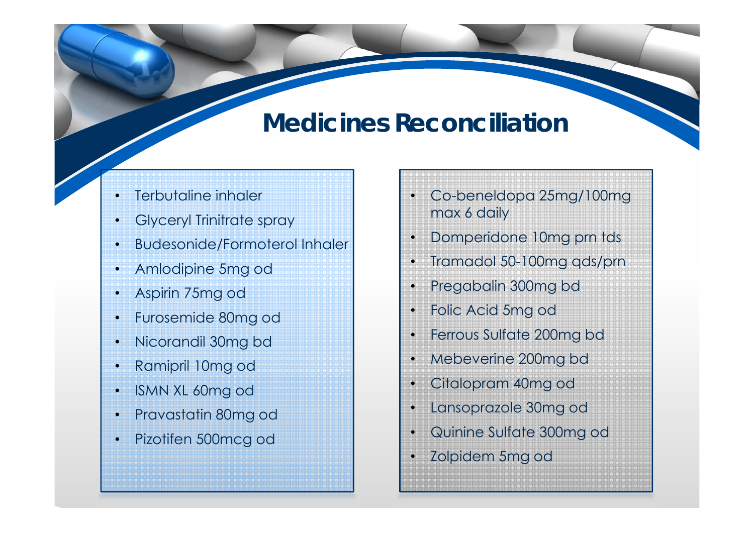# Medicines Reconciliation

- Terbutaline inhaler
- Glyceryl Trinitrate spray
- Budesonide/Formoterol Inhaler
- Amlodipine 5mg od
- Aspirin 75mg od
- Furosemide 80mg od
- Nicorandil 30mg bd
- Ramipril 10mg od
- ISMN XL 60mg od
- Pravastatin 80mg od
- Pizotifen 500mcg od

- Co-beneldopa 25mg/100mg max 6 daily
- Domperidone 10mg prn tds
- Tramadol 50-100mg qds/prn
- Pregabalin 300mg bd
- Folic Acid 5mg od
- Ferrous Sulfate 200mg bd
- Mebeverine 200mg bd
- Citalopram 40mg od
- Lansoprazole 30mg od
- Quinine Sulfate 300mg od
- Zolpidem 5mg od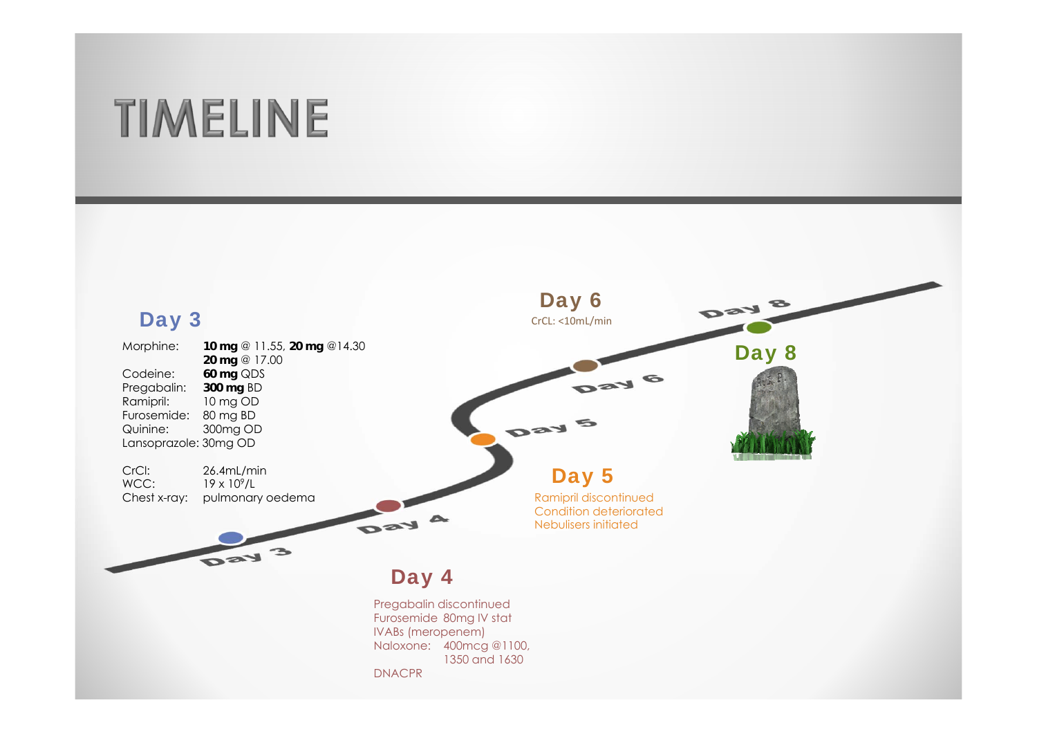# TIMELINE

## Day 3

| | |
|---|---|
| Morphine: | **10 mg** @ 11.55, **20 mg** @14.30 **20 mg** @ 17.00 |
| Codeine: | **60 mg** QDS |
| Pregabalin: | **300 mg** BD |
| Ramipril: | 10 mg OD |
| Furosemide: | 80 mg BD |
| Quinine: | 300mg OD |
| Lansoprazole: | 30mg OD |

| | |
|---|---|
| CrCl: | 26.4mL/min |
| WCC: | 19 x $10^9$/L |
| Chest x-ray: | pulmonary oedema |

## Day 4

Pregabalin discontinued
Furosemide 80mg IV stat
IVABs (meropenem)
Naloxone: 400mcg @1100, 1350 and 1630
DNACPR

## Day 5

Ramipril discontinued
Condition deteriorated
Nebulisers initiated

## Day 6

CrCL: <10mL/min

## Day 8

R.I.P.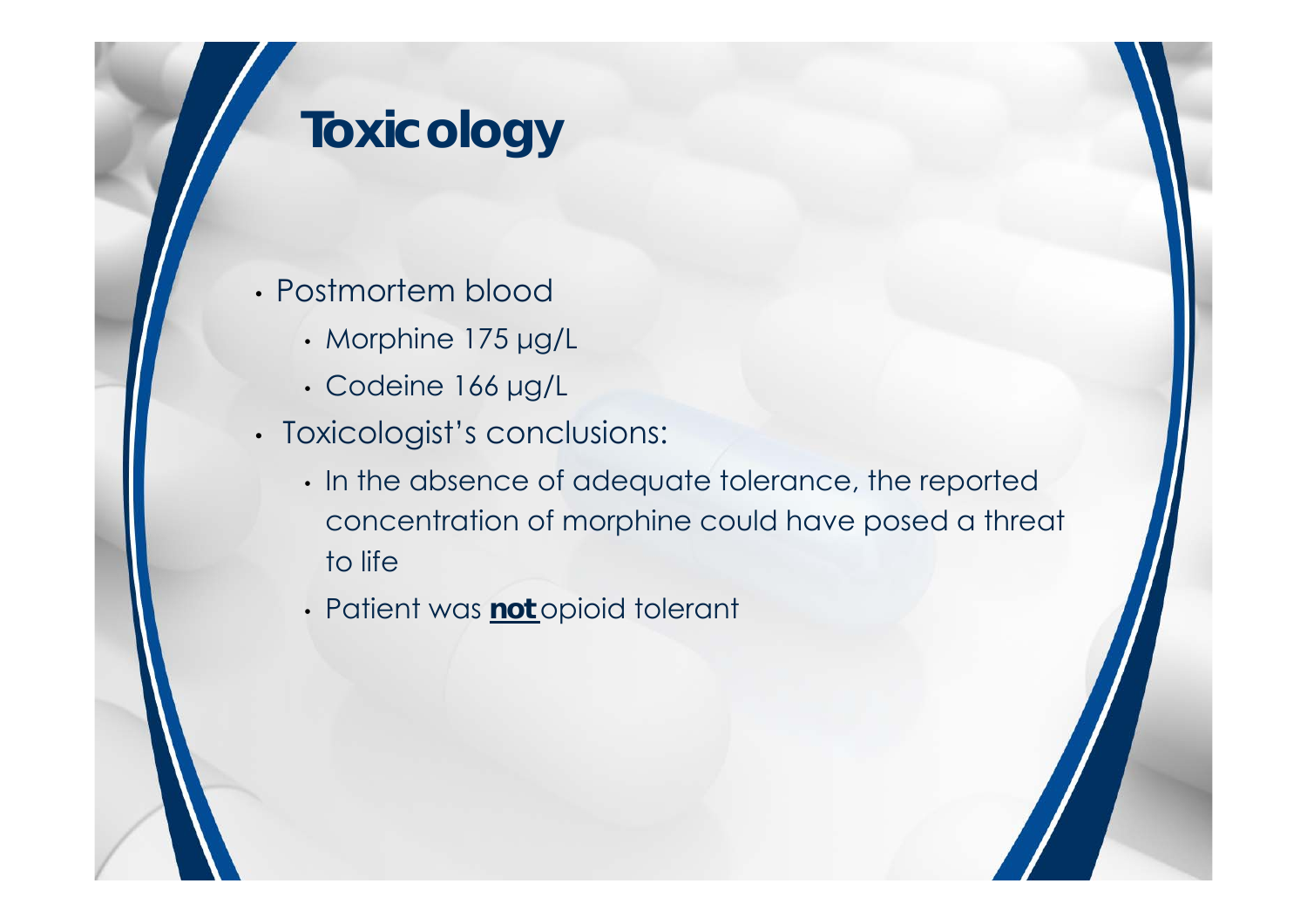# Toxicology

- Postmortem blood
  - Morphine 175 μg/L
  - Codeine 166 μg/L
- Toxicologist's conclusions:
  - In the absence of adequate tolerance, the reported concentration of morphine could have posed a threat to life
  - Patient was **not** opioid tolerant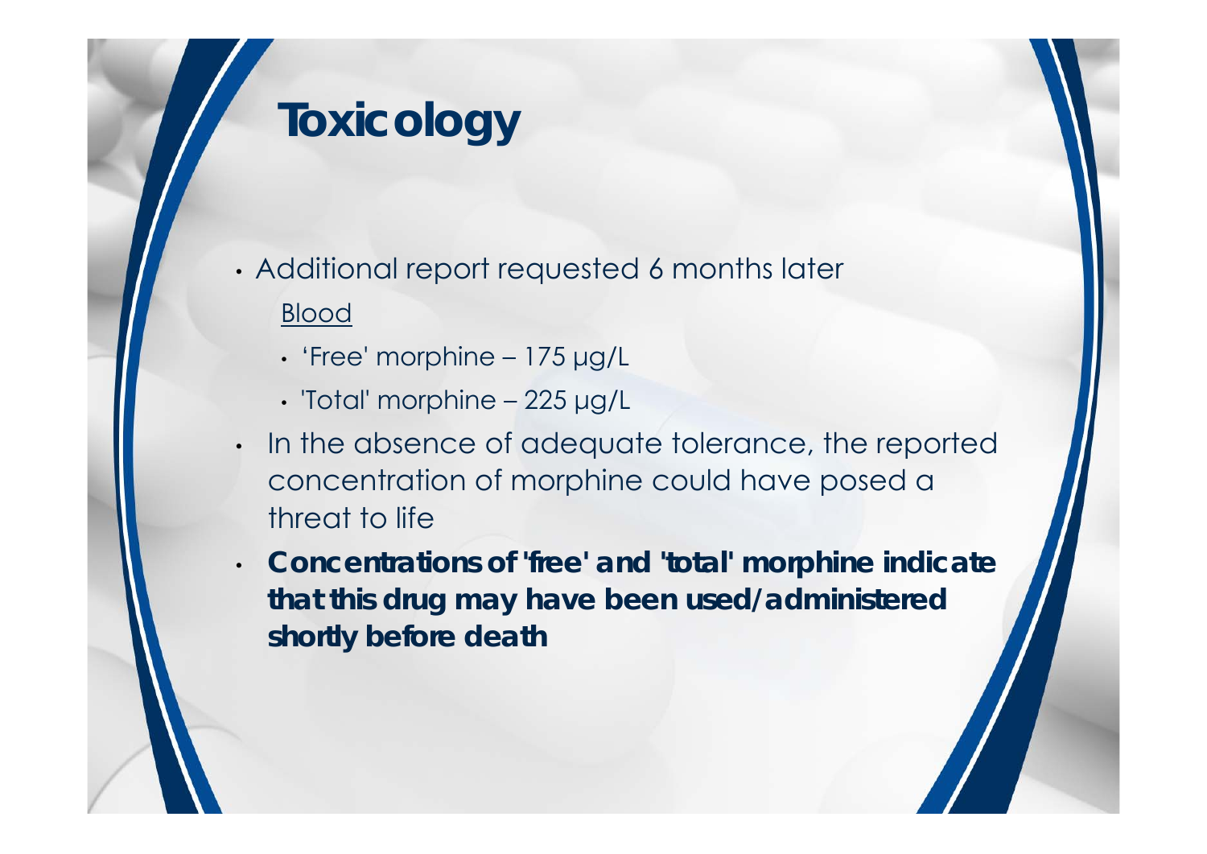# Toxicology

- Additional report requested 6 months later

  Blood

  - 'Free' morphine – 175 μg/L
  - 'Total' morphine – 225 μg/L
- In the absence of adequate tolerance, the reported concentration of morphine could have posed a threat to life
- **Concentrations of 'free' and 'total' morphine indicate that this drug may have been used/administered shortly before death**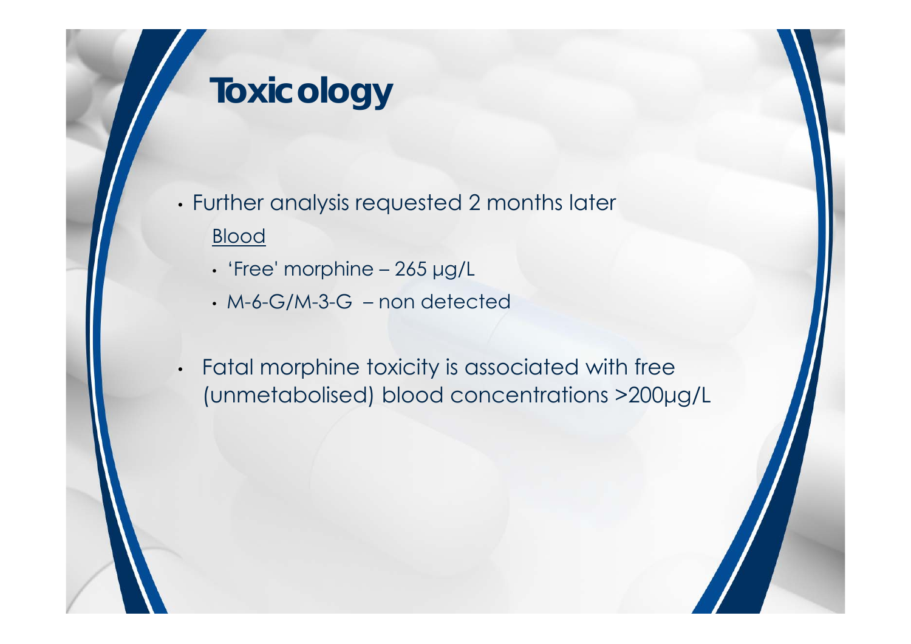# Toxicology

- Further analysis requested 2 months later

  Blood

  - 'Free' morphine – 265 µg/L
  - M-6-G/M-3-G – non detected

- Fatal morphine toxicity is associated with free (unmetabolised) blood concentrations >200µg/L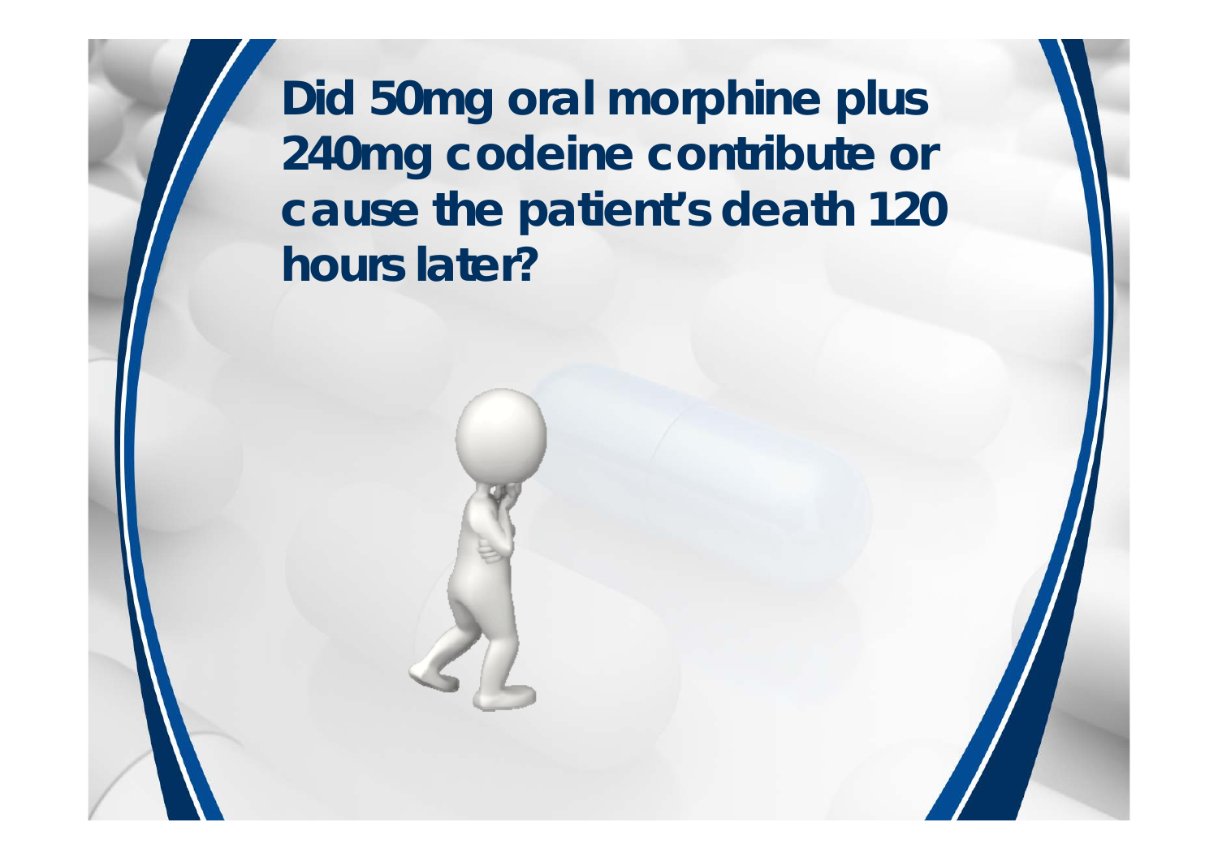# Did 50mg oral morphine plus 240mg codeine contribute or cause the patient's death 120 hours later?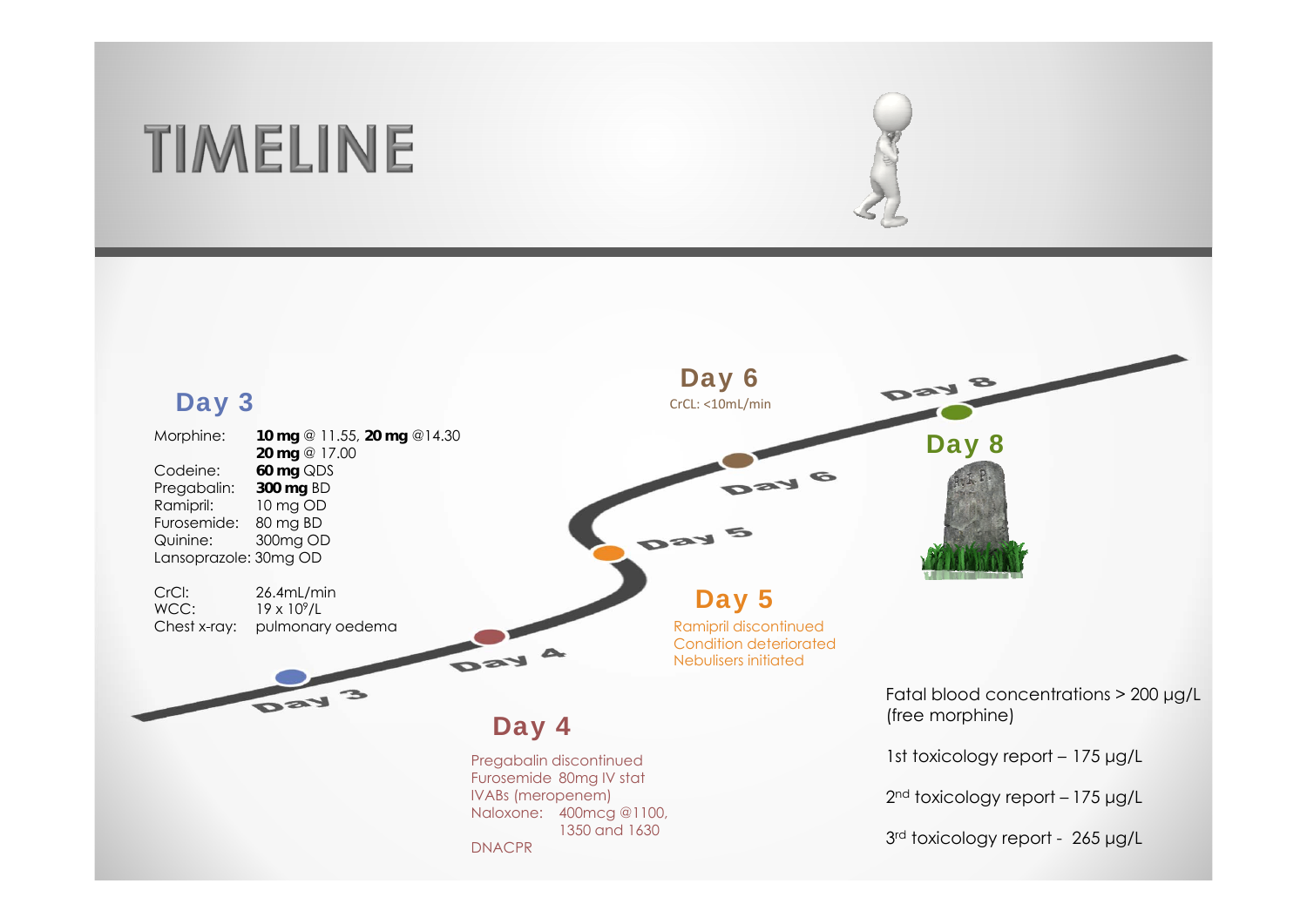# TIMELINE

## Day 3

| | |
|---|---|
| Morphine: | **10 mg** @ 11.55, **20 mg** @14.30 **20 mg** @ 17.00 |
| Codeine: | **60 mg** QDS |
| Pregabalin: | **300 mg** BD |
| Ramipril: | 10 mg OD |
| Furosemide: | 80 mg BD |
| Quinine: | 300mg OD |
| Lansoprazole: | 30mg OD |

| | |
|---|---|
| CrCl: | 26.4mL/min |
| WCC: | $19 \times 10^9$/L |
| Chest x-ray: | pulmonary oedema |

## Day 4

Pregabalin discontinued
Furosemide 80mg IV stat
IVABs (meropenem)
Naloxone: 400mcg @1100, 1350 and 1630
DNACPR

## Day 5

Ramipril discontinued
Condition deteriorated
Nebulisers initiated

## Day 6

CrCL: <10mL/min

## Day 8

Fatal blood concentrations > 200 μg/L (free morphine)

1st toxicology report – 175 μg/L

2nd toxicology report – 175 μg/L

3rd toxicology report - 265 μg/L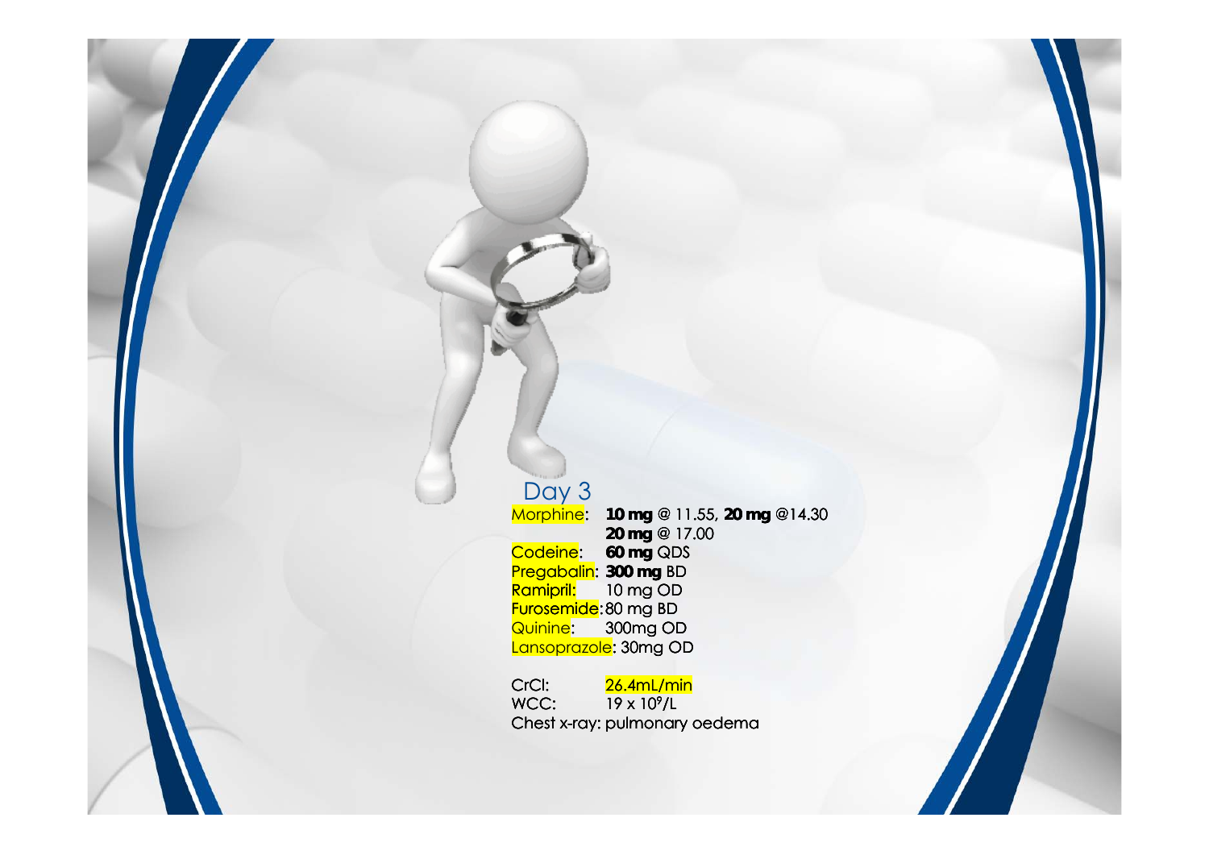## Day 3

Morphine: **10 mg** @ 11.55, **20 mg** @14.30
**20 mg** @ 17.00
Codeine: **60 mg** QDS
Pregabalin: **300 mg** BD
Ramipril: 10 mg OD
Furosemide: 80 mg BD
Quinine: 300mg OD
Lansoprazole: 30mg OD

CrCl: 26.4mL/min
WCC: $19 \times 10^9$/L
Chest x-ray: pulmonary oedema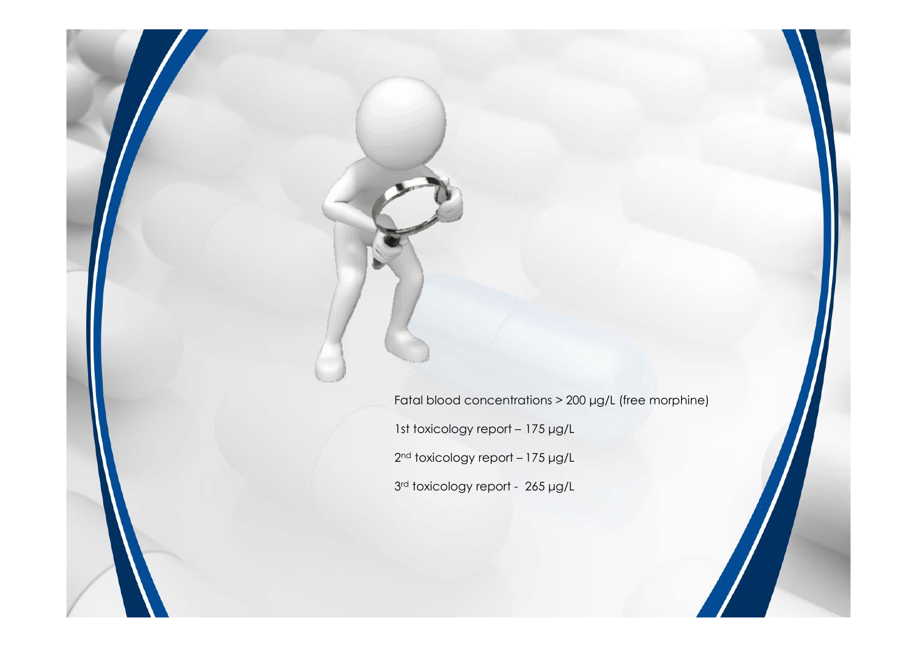Fatal blood concentrations > 200 µg/L (free morphine)

1st toxicology report – 175 µg/L

2nd toxicology report – 175 µg/L

3rd toxicology report - 265 µg/L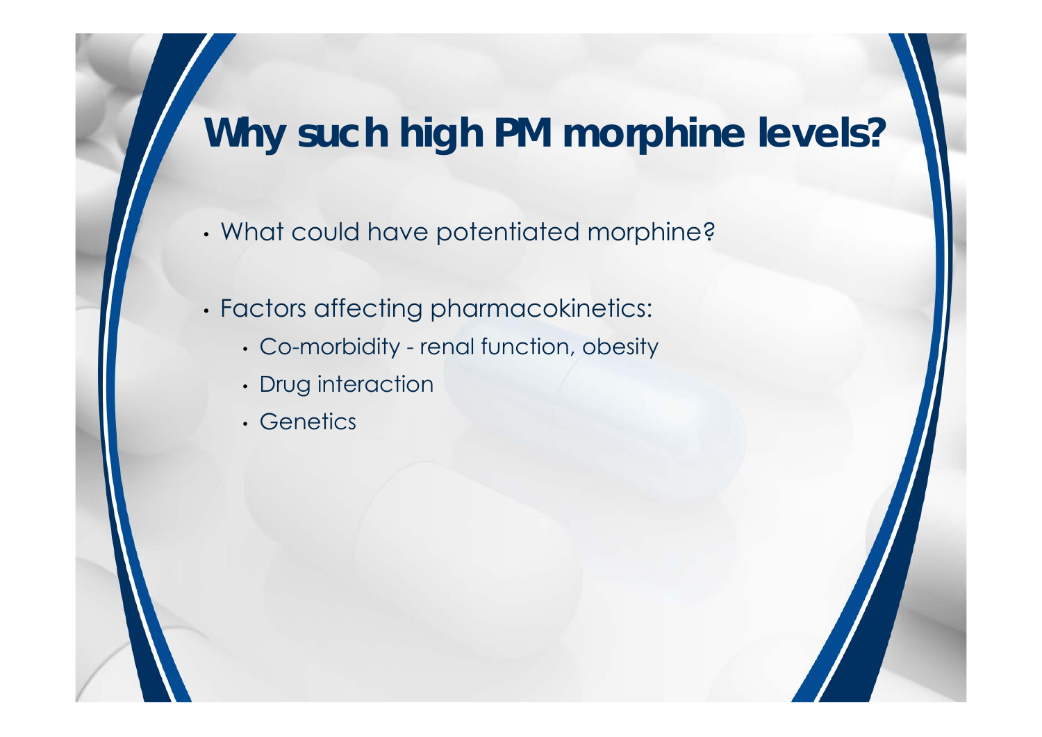# Why such high PM morphine levels?

- What could have potentiated morphine?
- Factors affecting pharmacokinetics:
  - Co-morbidity - renal function, obesity
  - Drug interaction
  - Genetics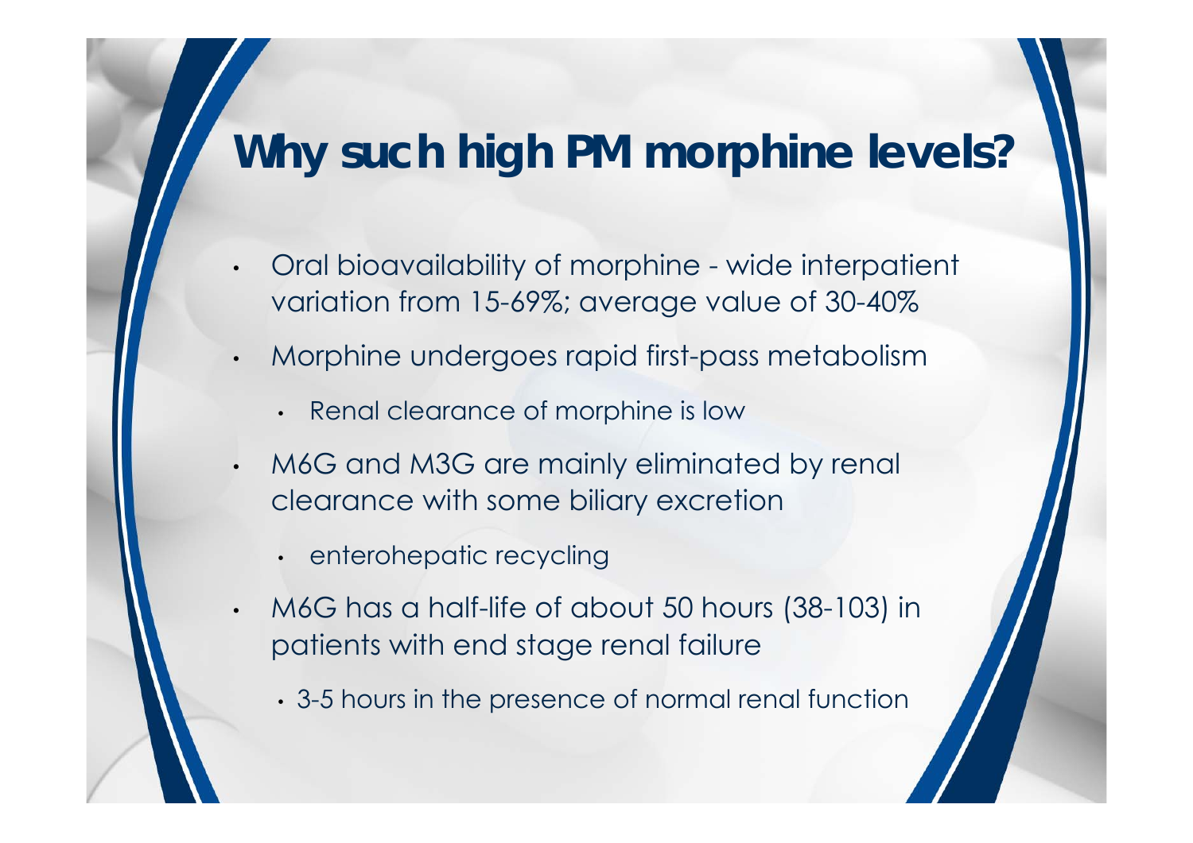# Why such high PM morphine levels?

- Oral bioavailability of morphine - wide interpatient variation from 15-69%; average value of 30-40%
- Morphine undergoes rapid first-pass metabolism
  - Renal clearance of morphine is low
- M6G and M3G are mainly eliminated by renal clearance with some biliary excretion
  - enterohepatic recycling
- M6G has a half-life of about 50 hours (38-103) in patients with end stage renal failure
  - 3-5 hours in the presence of normal renal function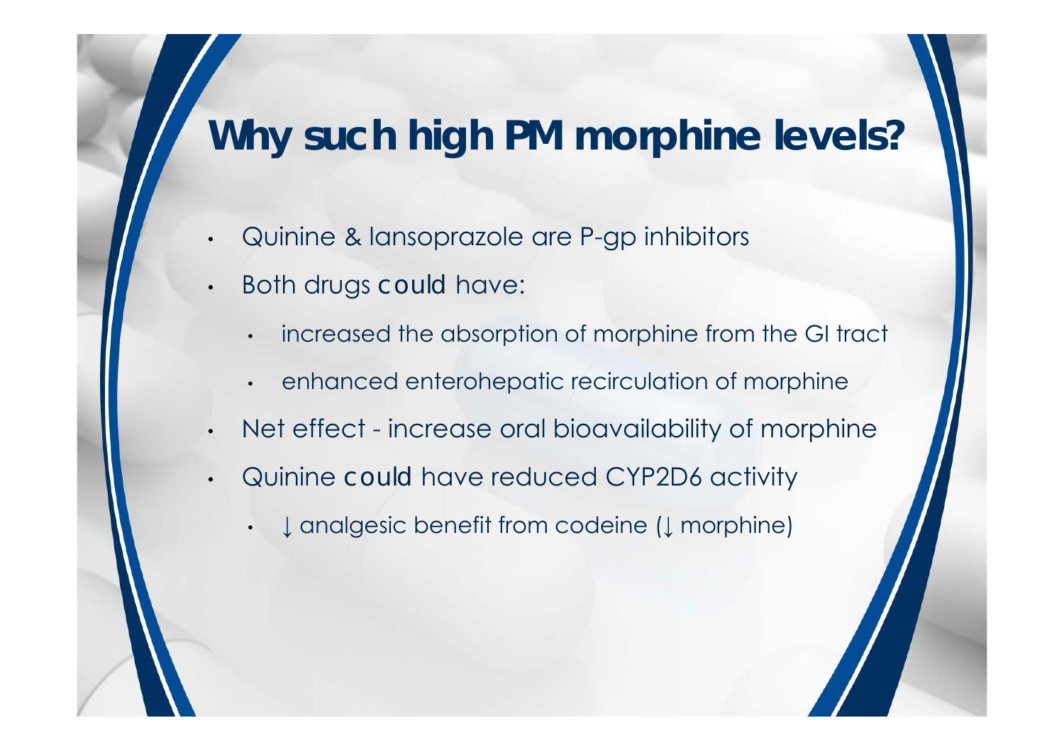# Why such high PM morphine levels?

- Quinine & lansoprazole are P-gp inhibitors
- Both drugs could have:
  - increased the absorption of morphine from the GI tract
  - enhanced enterohepatic recirculation of morphine
- Net effect - increase oral bioavailability of morphine
- Quinine could have reduced CYP2D6 activity
  - ↓ analgesic benefit from codeine (↓ morphine)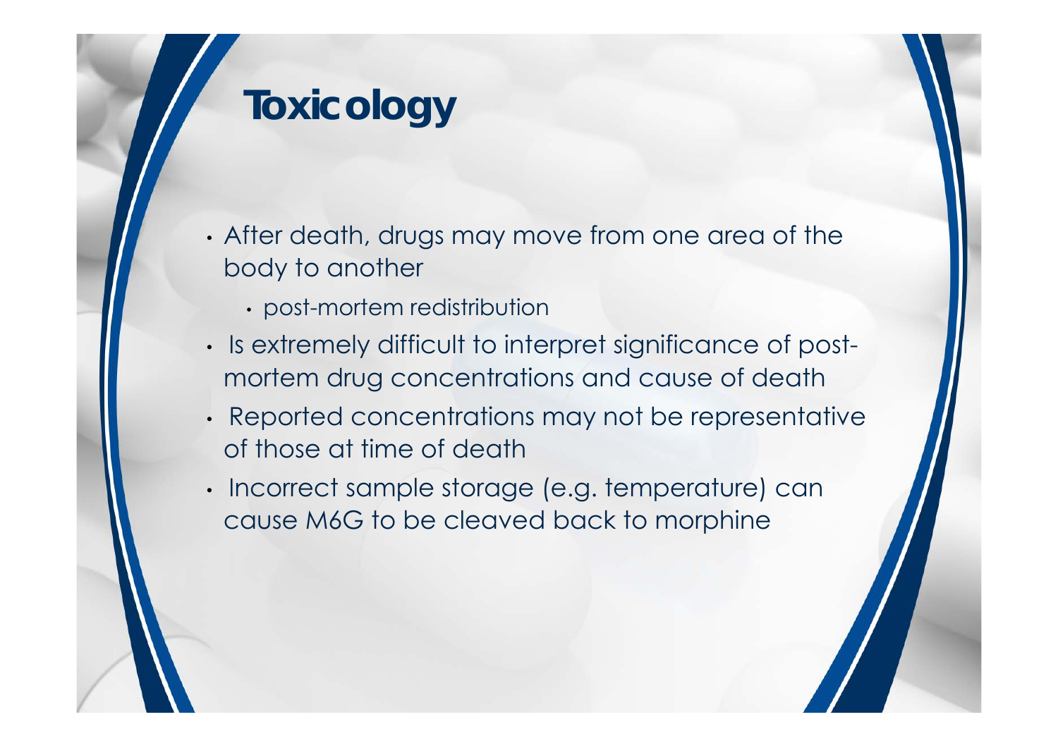# Toxicology

- After death, drugs may move from one area of the body to another
  - post-mortem redistribution
- Is extremely difficult to interpret significance of post-mortem drug concentrations and cause of death
- Reported concentrations may not be representative of those at time of death
- Incorrect sample storage (e.g. temperature) can cause M6G to be cleaved back to morphine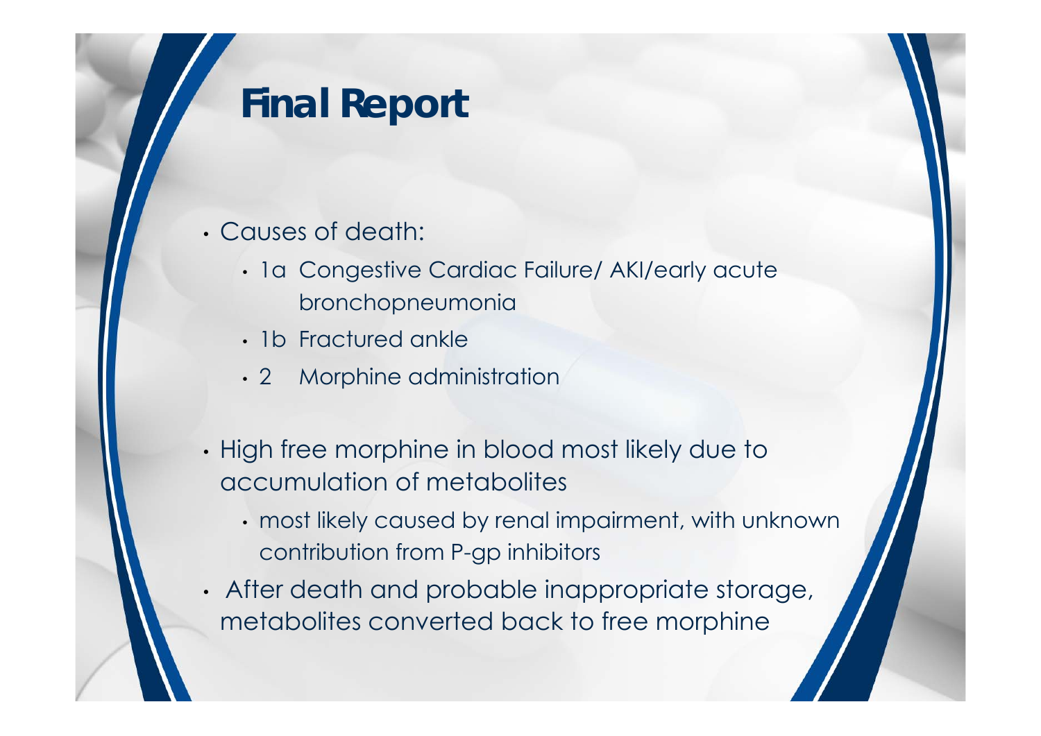# Final Report

- Causes of death:
  - 1a Congestive Cardiac Failure/ AKI/early acute bronchopneumonia
  - 1b Fractured ankle
  - 2 Morphine administration
- High free morphine in blood most likely due to accumulation of metabolites
  - most likely caused by renal impairment, with unknown contribution from P-gp inhibitors
- After death and probable inappropriate storage, metabolites converted back to free morphine